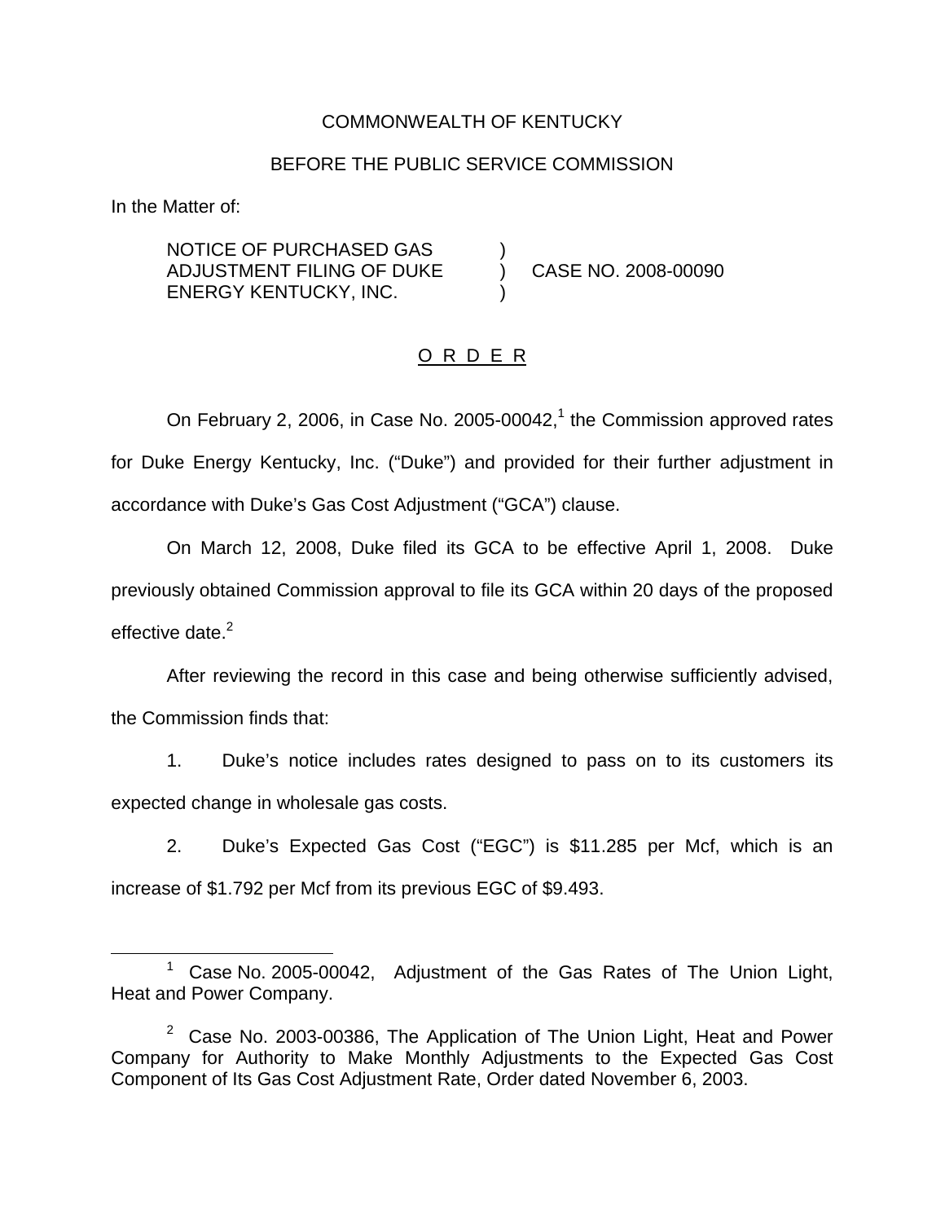COMMONWEALTH OF KENTUCKY

BEFORE THE PUBLIC SERVICE COMMISSION

In the Matter of:

| | | |
|---|---|---|
| NOTICE OF PURCHASED GAS ADJUSTMENT FILING OF DUKE ENERGY KENTUCKY, INC. | ) | CASE NO. 2008-00090 |

## O R D E R

On February 2, 2006, in Case No. 2005-00042,[1] the Commission approved rates for Duke Energy Kentucky, Inc. ("Duke") and provided for their further adjustment in accordance with Duke's Gas Cost Adjustment ("GCA") clause.

On March 12, 2008, Duke filed its GCA to be effective April 1, 2008. Duke previously obtained Commission approval to file its GCA within 20 days of the proposed effective date.[2]

After reviewing the record in this case and being otherwise sufficiently advised, the Commission finds that:

1. Duke's notice includes rates designed to pass on to its customers its expected change in wholesale gas costs.

2. Duke's Expected Gas Cost ("EGC") is $11.285 per Mcf, which is an increase of $1.792 per Mcf from its previous EGC of $9.493.

---

[1] Case No. 2005-00042, Adjustment of the Gas Rates of The Union Light, Heat and Power Company.

[2] Case No. 2003-00386, The Application of The Union Light, Heat and Power Company for Authority to Make Monthly Adjustments to the Expected Gas Cost Component of Its Gas Cost Adjustment Rate, Order dated November 6, 2003.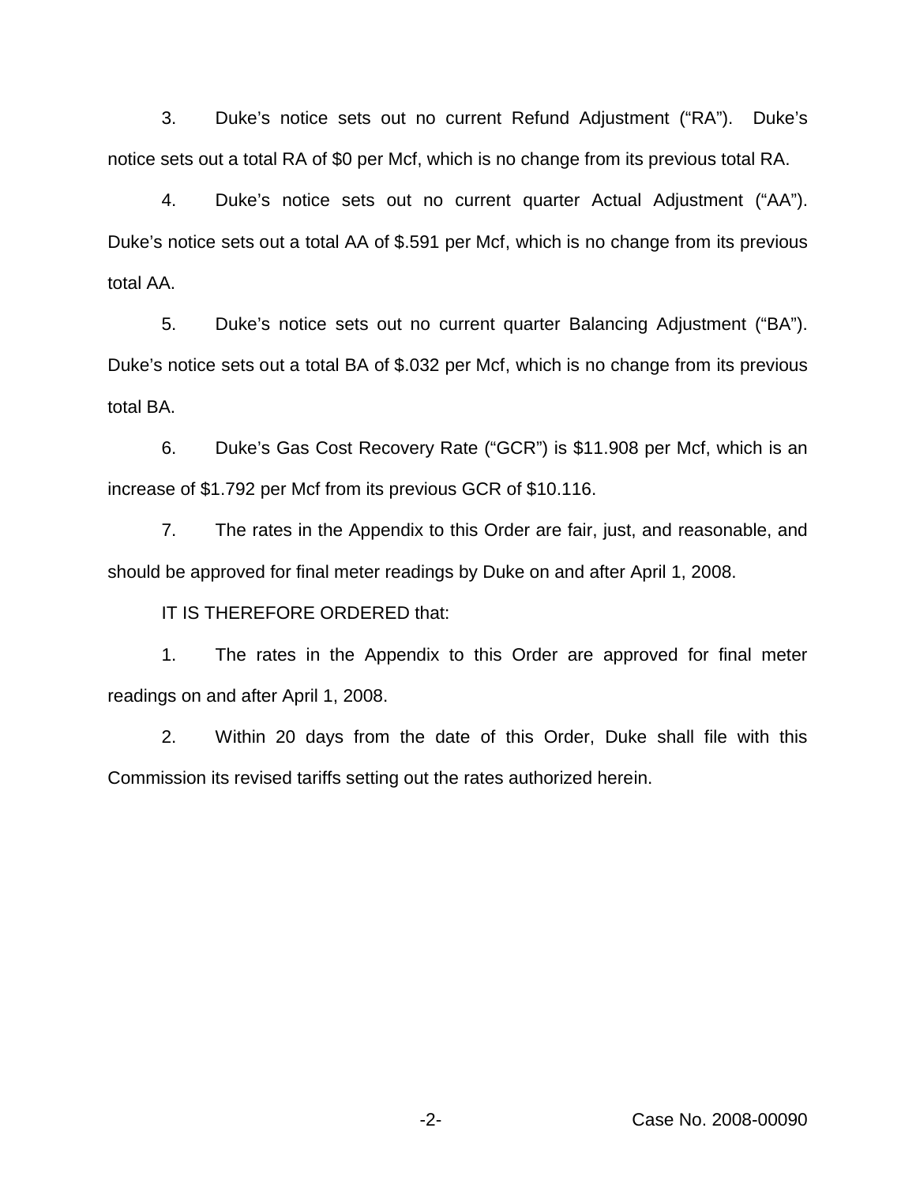3. Duke's notice sets out no current Refund Adjustment ("RA"). Duke's notice sets out a total RA of $0 per Mcf, which is no change from its previous total RA.

4. Duke's notice sets out no current quarter Actual Adjustment ("AA"). Duke's notice sets out a total AA of $.591 per Mcf, which is no change from its previous total AA.

5. Duke's notice sets out no current quarter Balancing Adjustment ("BA"). Duke's notice sets out a total BA of $.032 per Mcf, which is no change from its previous total BA.

6. Duke's Gas Cost Recovery Rate ("GCR") is $11.908 per Mcf, which is an increase of $1.792 per Mcf from its previous GCR of $10.116.

7. The rates in the Appendix to this Order are fair, just, and reasonable, and should be approved for final meter readings by Duke on and after April 1, 2008.

IT IS THEREFORE ORDERED that:

1. The rates in the Appendix to this Order are approved for final meter readings on and after April 1, 2008.

2. Within 20 days from the date of this Order, Duke shall file with this Commission its revised tariffs setting out the rates authorized herein.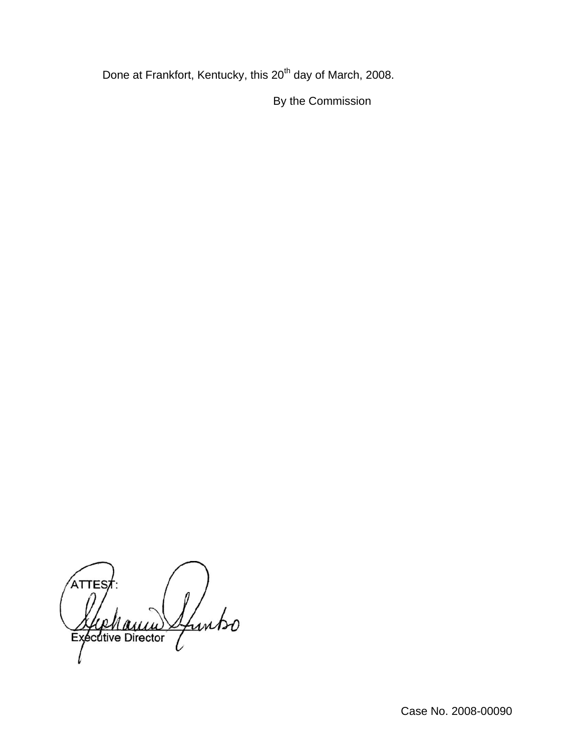Done at Frankfort, Kentucky, this 20th day of March, 2008.

By the Commission

ATTEST:

Executive Director

Case No. 2008-00090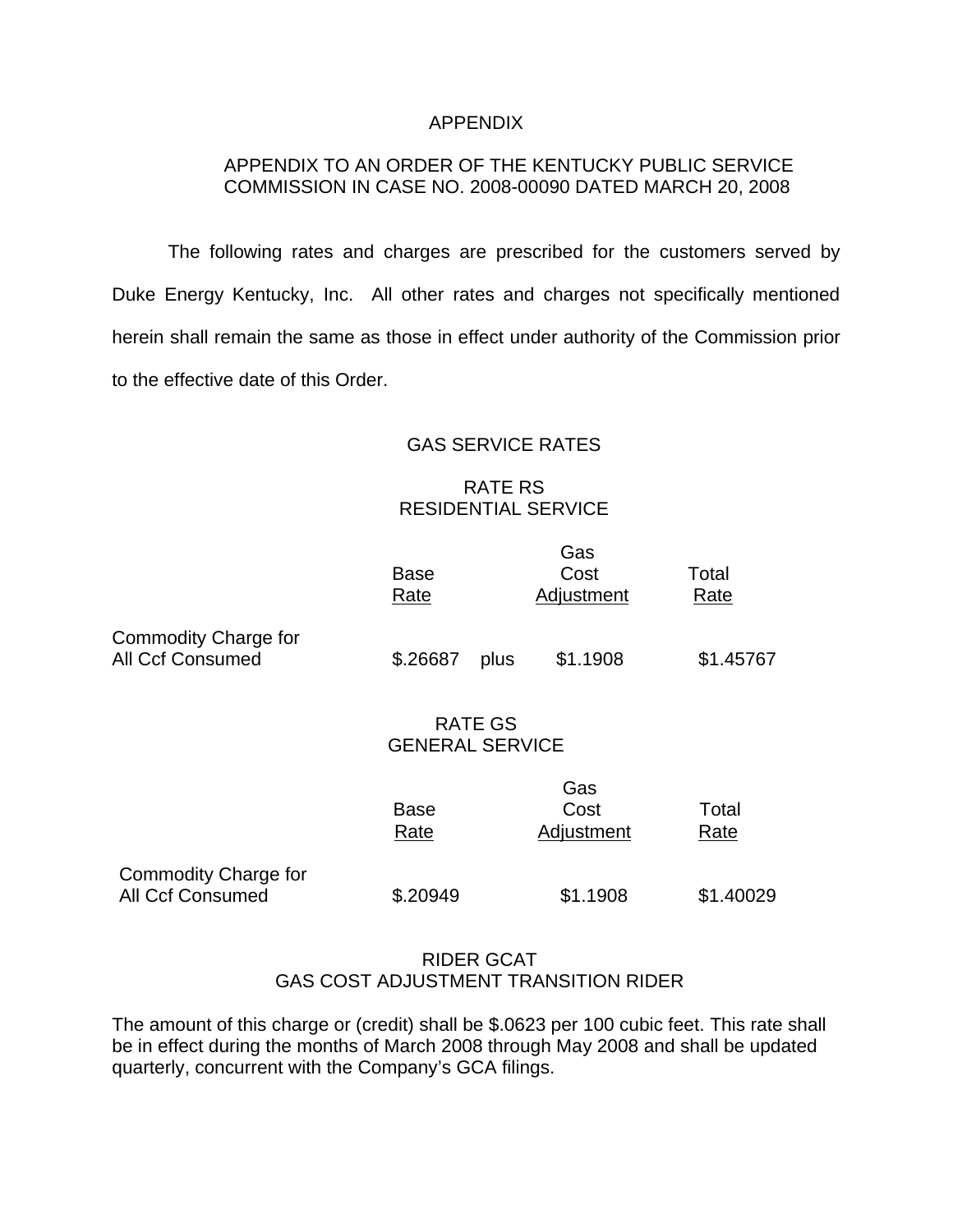APPENDIX

APPENDIX TO AN ORDER OF THE KENTUCKY PUBLIC SERVICE COMMISSION IN CASE NO. 2008-00090 DATED MARCH 20, 2008

The following rates and charges are prescribed for the customers served by Duke Energy Kentucky, Inc. All other rates and charges not specifically mentioned herein shall remain the same as those in effect under authority of the Commission prior to the effective date of this Order.

GAS SERVICE RATES

RATE RS
RESIDENTIAL SERVICE

| | Base Rate | | Gas Cost Adjustment | Total Rate |
|---|---|---|---|---|
| Commodity Charge for All Ccf Consumed | $.26687 | plus | $1.1908 | $1.45767 |

RATE GS
GENERAL SERVICE

| | Base Rate | Gas Cost Adjustment | Total Rate |
|---|---|---|---|
| Commodity Charge for All Ccf Consumed | $.20949 | $1.1908 | $1.40029 |

RIDER GCAT
GAS COST ADJUSTMENT TRANSITION RIDER

The amount of this charge or (credit) shall be $.0623 per 100 cubic feet. This rate shall be in effect during the months of March 2008 through May 2008 and shall be updated quarterly, concurrent with the Company's GCA filings.